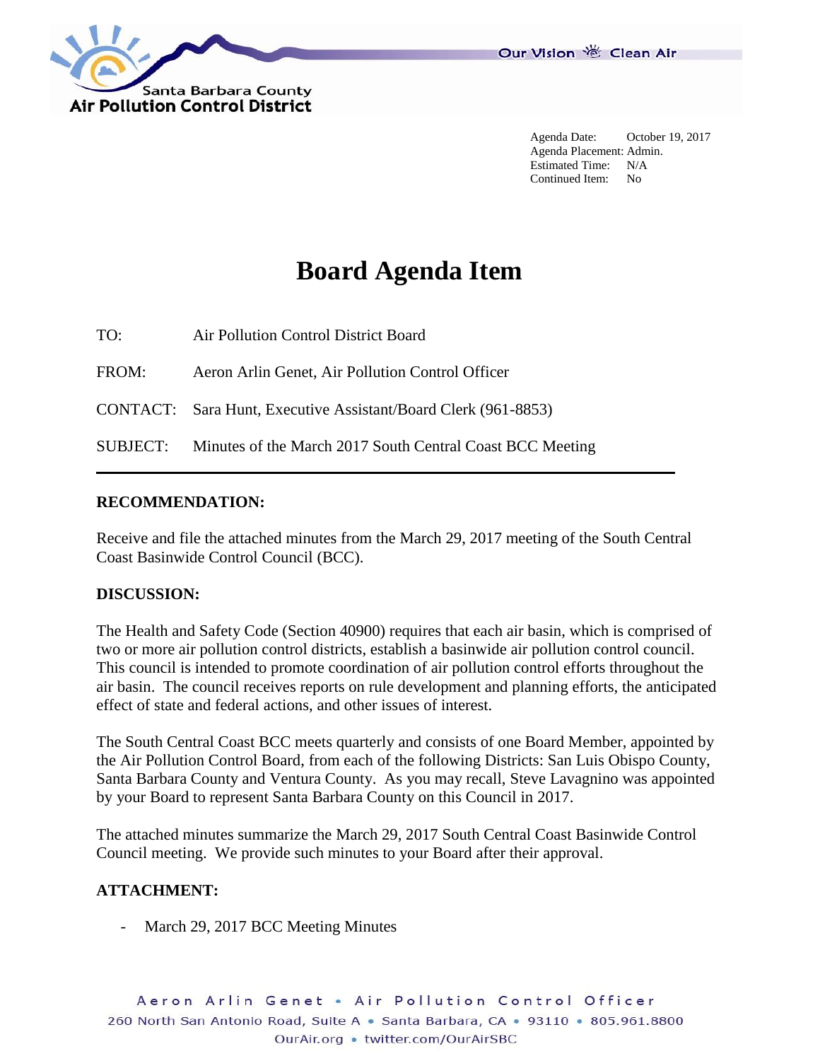Santa Barbara County
Air Pollution Control District

Our Vision Clean Air

Agenda Date: October 19, 2017
Agenda Placement: Admin.
Estimated Time: N/A
Continued Item: No

# Board Agenda Item

TO: Air Pollution Control District Board

FROM: Aeron Arlin Genet, Air Pollution Control Officer

CONTACT: Sara Hunt, Executive Assistant/Board Clerk (961-8853)

SUBJECT: Minutes of the March 2017 South Central Coast BCC Meeting

---

**RECOMMENDATION:**

Receive and file the attached minutes from the March 29, 2017 meeting of the South Central Coast Basinwide Control Council (BCC).

**DISCUSSION:**

The Health and Safety Code (Section 40900) requires that each air basin, which is comprised of two or more air pollution control districts, establish a basinwide air pollution control council. This council is intended to promote coordination of air pollution control efforts throughout the air basin. The council receives reports on rule development and planning efforts, the anticipated effect of state and federal actions, and other issues of interest.

The South Central Coast BCC meets quarterly and consists of one Board Member, appointed by the Air Pollution Control Board, from each of the following Districts: San Luis Obispo County, Santa Barbara County and Ventura County. As you may recall, Steve Lavagnino was appointed by your Board to represent Santa Barbara County on this Council in 2017.

The attached minutes summarize the March 29, 2017 South Central Coast Basinwide Control Council meeting. We provide such minutes to your Board after their approval.

**ATTACHMENT:**

- March 29, 2017 BCC Meeting Minutes

Aeron Arlin Genet • Air Pollution Control Officer
260 North San Antonio Road, Suite A • Santa Barbara, CA • 93110 • 805.961.8800
OurAir.org • twitter.com/OurAirSBC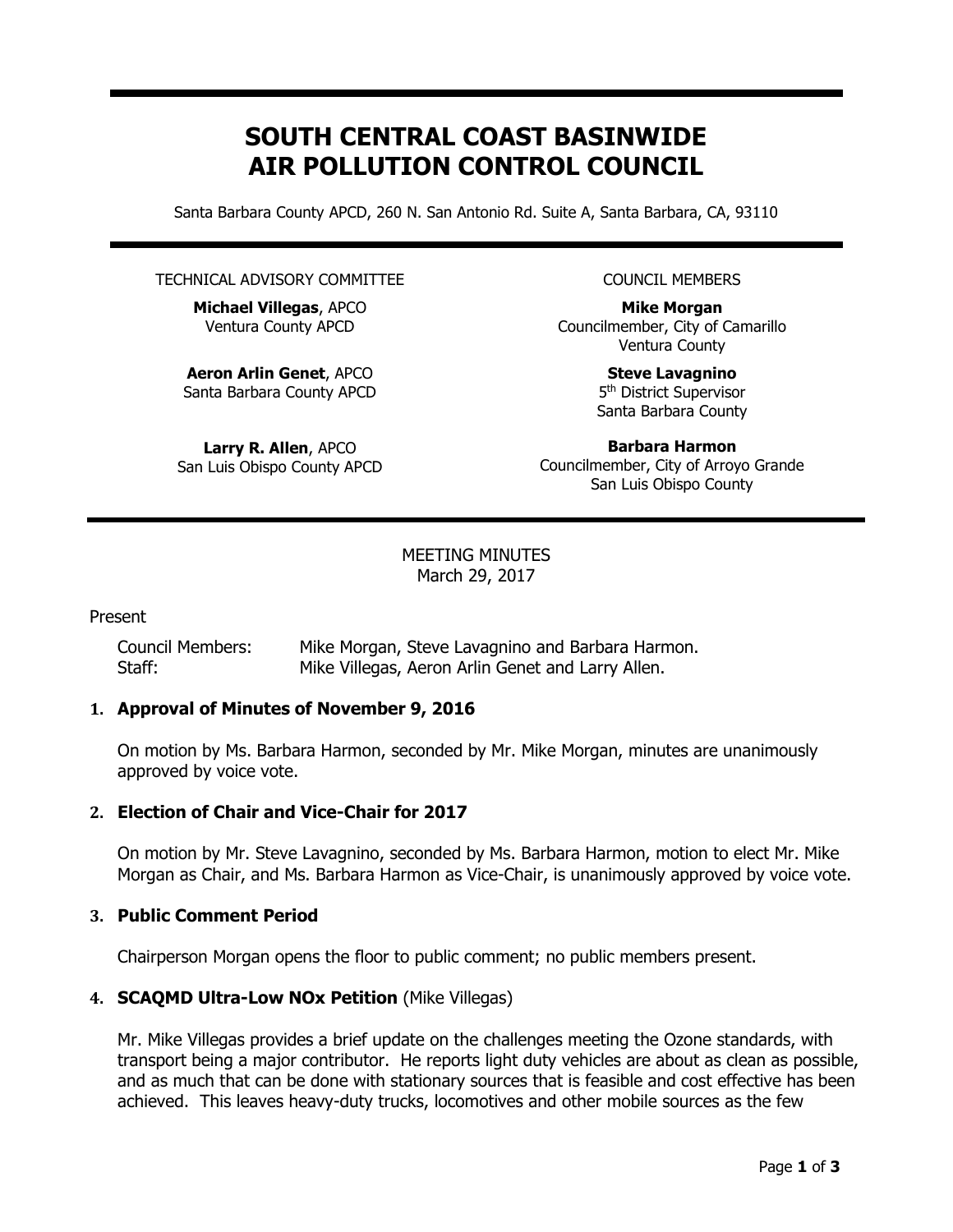# SOUTH CENTRAL COAST BASINWIDE AIR POLLUTION CONTROL COUNCIL

Santa Barbara County APCD, 260 N. San Antonio Rd. Suite A, Santa Barbara, CA, 93110

---

TECHNICAL ADVISORY COMMITTEE

**Michael Villegas**, APCO
Ventura County APCD

**Aeron Arlin Genet**, APCO
Santa Barbara County APCD

**Larry R. Allen**, APCO
San Luis Obispo County APCD

COUNCIL MEMBERS

**Mike Morgan**
Councilmember, City of Camarillo
Ventura County

**Steve Lavagnino**
5th District Supervisor
Santa Barbara County

**Barbara Harmon**
Councilmember, City of Arroyo Grande
San Luis Obispo County

---

MEETING MINUTES
March 29, 2017

Present

Council Members: Mike Morgan, Steve Lavagnino and Barbara Harmon.
Staff: Mike Villegas, Aeron Arlin Genet and Larry Allen.

**1. Approval of Minutes of November 9, 2016**

On motion by Ms. Barbara Harmon, seconded by Mr. Mike Morgan, minutes are unanimously approved by voice vote.

**2. Election of Chair and Vice-Chair for 2017**

On motion by Mr. Steve Lavagnino, seconded by Ms. Barbara Harmon, motion to elect Mr. Mike Morgan as Chair, and Ms. Barbara Harmon as Vice-Chair, is unanimously approved by voice vote.

**3. Public Comment Period**

Chairperson Morgan opens the floor to public comment; no public members present.

**4. SCAQMD Ultra-Low NOx Petition** (Mike Villegas)

Mr. Mike Villegas provides a brief update on the challenges meeting the Ozone standards, with transport being a major contributor. He reports light duty vehicles are about as clean as possible, and as much that can be done with stationary sources that is feasible and cost effective has been achieved. This leaves heavy-duty trucks, locomotives and other mobile sources as the few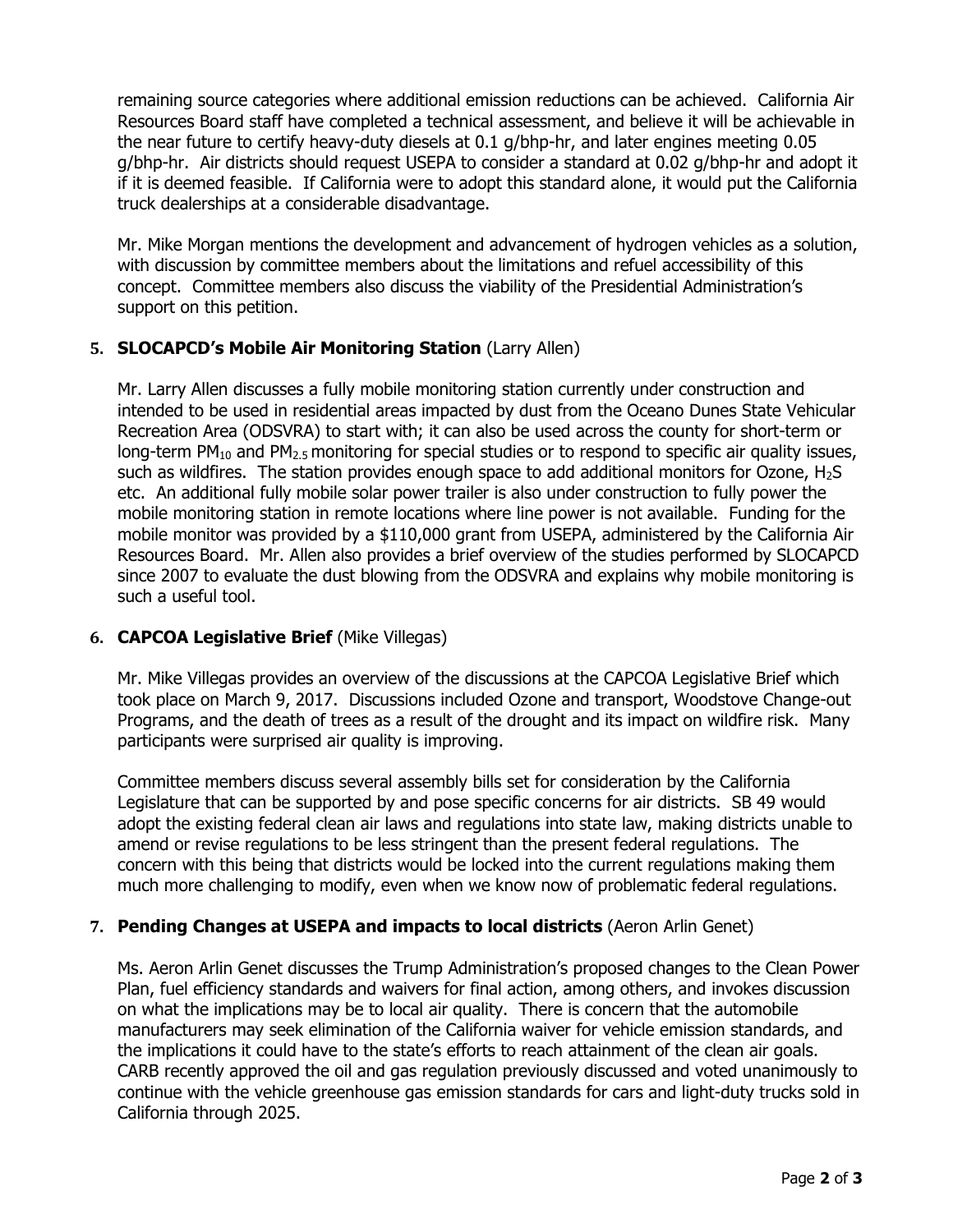remaining source categories where additional emission reductions can be achieved. California Air Resources Board staff have completed a technical assessment, and believe it will be achievable in the near future to certify heavy-duty diesels at 0.1 g/bhp-hr, and later engines meeting 0.05 g/bhp-hr. Air districts should request USEPA to consider a standard at 0.02 g/bhp-hr and adopt it if it is deemed feasible. If California were to adopt this standard alone, it would put the California truck dealerships at a considerable disadvantage.

Mr. Mike Morgan mentions the development and advancement of hydrogen vehicles as a solution, with discussion by committee members about the limitations and refuel accessibility of this concept. Committee members also discuss the viability of the Presidential Administration's support on this petition.

5. **SLOCAPCD's Mobile Air Monitoring Station** (Larry Allen)

   Mr. Larry Allen discusses a fully mobile monitoring station currently under construction and intended to be used in residential areas impacted by dust from the Oceano Dunes State Vehicular Recreation Area (ODSVRA) to start with; it can also be used across the county for short-term or long-term $PM_{10}$ and $PM_{2.5}$ monitoring for special studies or to respond to specific air quality issues, such as wildfires. The station provides enough space to add additional monitors for Ozone, $H_2S$ etc. An additional fully mobile solar power trailer is also under construction to fully power the mobile monitoring station in remote locations where line power is not available. Funding for the mobile monitor was provided by a $110,000 grant from USEPA, administered by the California Air Resources Board. Mr. Allen also provides a brief overview of the studies performed by SLOCAPCD since 2007 to evaluate the dust blowing from the ODSVRA and explains why mobile monitoring is such a useful tool.

6. **CAPCOA Legislative Brief** (Mike Villegas)

   Mr. Mike Villegas provides an overview of the discussions at the CAPCOA Legislative Brief which took place on March 9, 2017. Discussions included Ozone and transport, Woodstove Change-out Programs, and the death of trees as a result of the drought and its impact on wildfire risk. Many participants were surprised air quality is improving.

   Committee members discuss several assembly bills set for consideration by the California Legislature that can be supported by and pose specific concerns for air districts. SB 49 would adopt the existing federal clean air laws and regulations into state law, making districts unable to amend or revise regulations to be less stringent than the present federal regulations. The concern with this being that districts would be locked into the current regulations making them much more challenging to modify, even when we know now of problematic federal regulations.

7. **Pending Changes at USEPA and impacts to local districts** (Aeron Arlin Genet)

   Ms. Aeron Arlin Genet discusses the Trump Administration's proposed changes to the Clean Power Plan, fuel efficiency standards and waivers for final action, among others, and invokes discussion on what the implications may be to local air quality. There is concern that the automobile manufacturers may seek elimination of the California waiver for vehicle emission standards, and the implications it could have to the state's efforts to reach attainment of the clean air goals. CARB recently approved the oil and gas regulation previously discussed and voted unanimously to continue with the vehicle greenhouse gas emission standards for cars and light-duty trucks sold in California through 2025.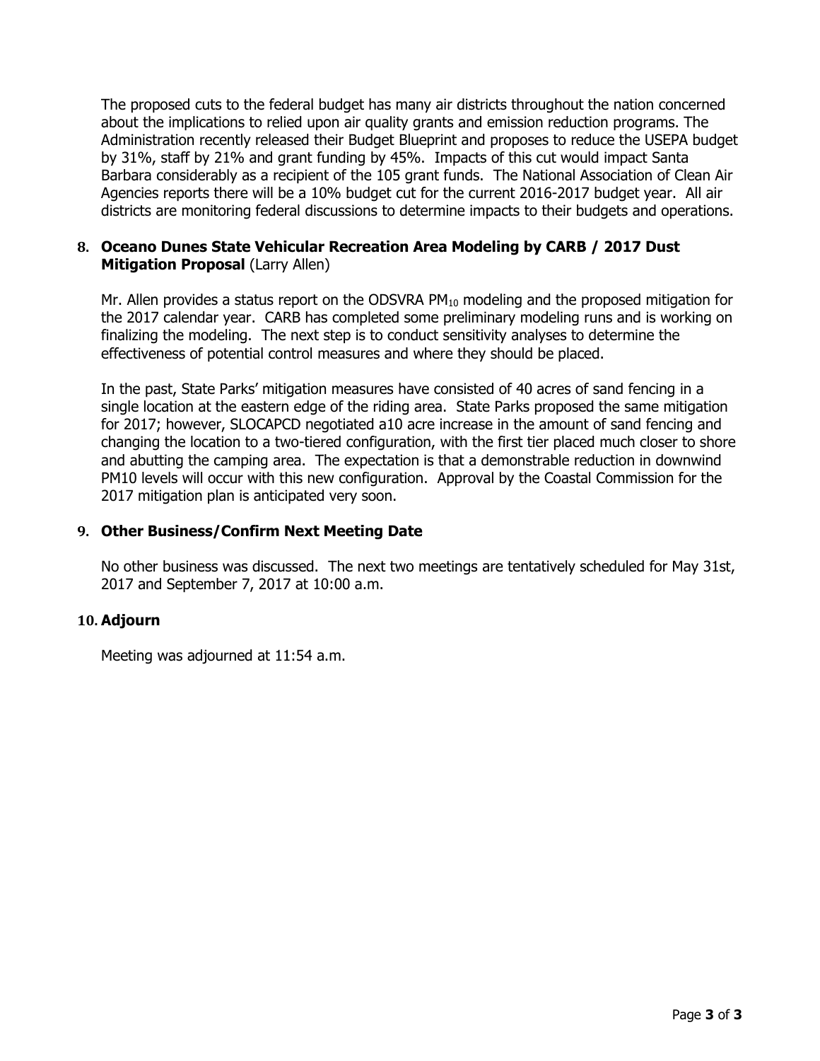The proposed cuts to the federal budget has many air districts throughout the nation concerned about the implications to relied upon air quality grants and emission reduction programs. The Administration recently released their Budget Blueprint and proposes to reduce the USEPA budget by 31%, staff by 21% and grant funding by 45%. Impacts of this cut would impact Santa Barbara considerably as a recipient of the 105 grant funds. The National Association of Clean Air Agencies reports there will be a 10% budget cut for the current 2016-2017 budget year. All air districts are monitoring federal discussions to determine impacts to their budgets and operations.

**8. Oceano Dunes State Vehicular Recreation Area Modeling by CARB / 2017 Dust Mitigation Proposal** (Larry Allen)

Mr. Allen provides a status report on the ODSVRA $PM_{10}$ modeling and the proposed mitigation for the 2017 calendar year. CARB has completed some preliminary modeling runs and is working on finalizing the modeling. The next step is to conduct sensitivity analyses to determine the effectiveness of potential control measures and where they should be placed.

In the past, State Parks' mitigation measures have consisted of 40 acres of sand fencing in a single location at the eastern edge of the riding area. State Parks proposed the same mitigation for 2017; however, SLOCAPCD negotiated a10 acre increase in the amount of sand fencing and changing the location to a two-tiered configuration, with the first tier placed much closer to shore and abutting the camping area. The expectation is that a demonstrable reduction in downwind PM10 levels will occur with this new configuration. Approval by the Coastal Commission for the 2017 mitigation plan is anticipated very soon.

**9. Other Business/Confirm Next Meeting Date**

No other business was discussed. The next two meetings are tentatively scheduled for May 31st, 2017 and September 7, 2017 at 10:00 a.m.

**10. Adjourn**

Meeting was adjourned at 11:54 a.m.